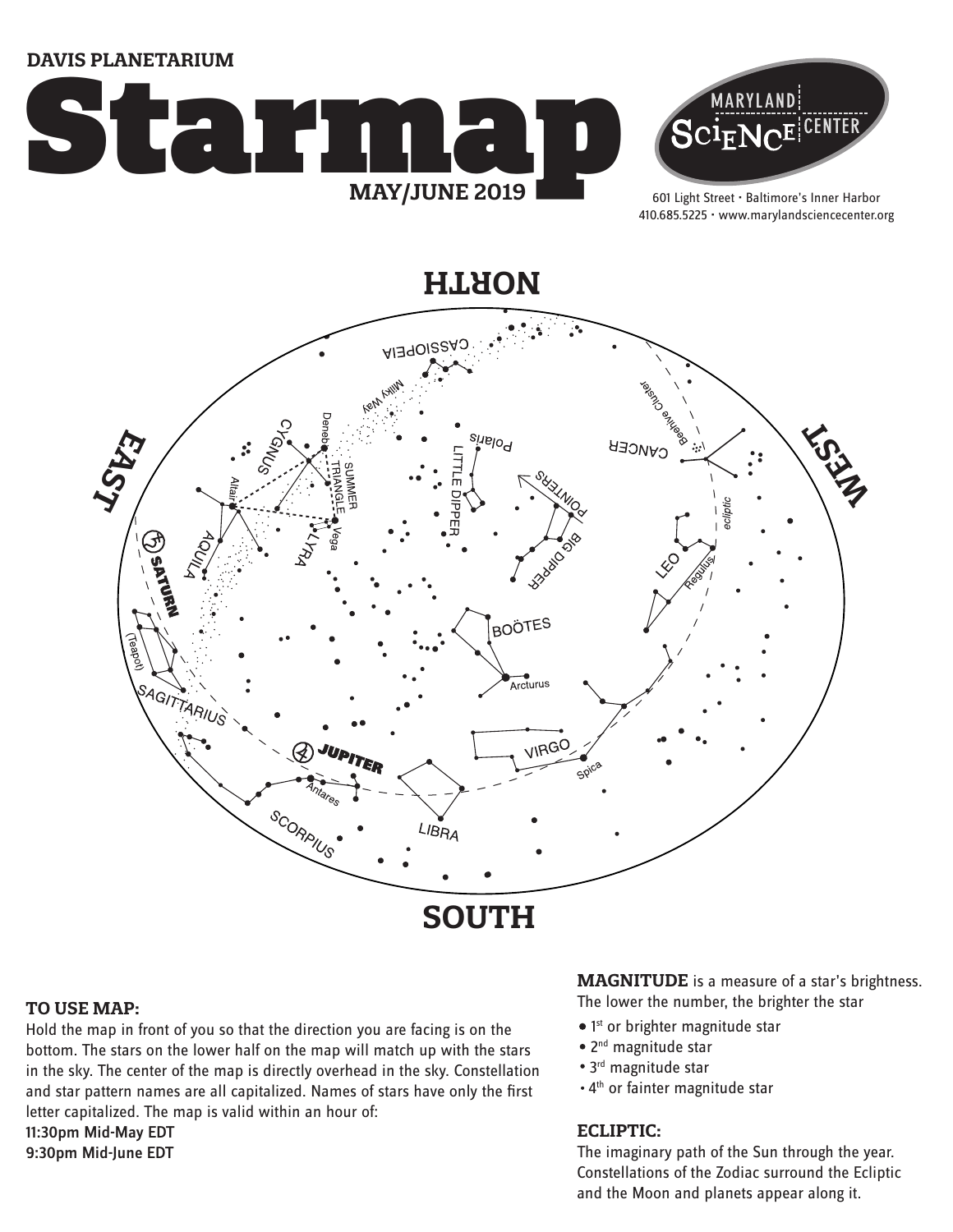DAVIS PLANETARIUM

# Starmap

**MAY/JUNE 2019**

MARYLAND SCIENCE CENTER

601 Light Street • Baltimore's Inner Harbor
410.685.5225 • www.marylandsciencecenter.org

NORTH

EAST

WEST

SOUTH

CASSIOPEIA, Milky Way, Deneb, CYGNUS, SUMMER TRIANGLE, Altair, Vega, LYRA, AQUILA, SATURN, (Teapot), SAGITTARIUS, JUPITER, Antares, SCORPIUS, LIBRA, VIRGO, Spica, Arcturus, BOÖTES, Polaris, LITTLE DIPPER, POINTERS, BIG DIPPER, Beehive Cluster, CANCER, ecliptic, LEO, Regulus

### TO USE MAP:

Hold the map in front of you so that the direction you are facing is on the bottom. The stars on the lower half on the map will match up with the stars in the sky. The center of the map is directly overhead in the sky. Constellation and star pattern names are all capitalized. Names of stars have only the first letter capitalized. The map is valid within an hour of:

11:30pm Mid-May EDT
9:30pm Mid-June EDT

**MAGNITUDE** is a measure of a star's brightness. The lower the number, the brighter the star

- 1st or brighter magnitude star
- 2nd magnitude star
- 3rd magnitude star
- 4th or fainter magnitude star

### ECLIPTIC:

The imaginary path of the Sun through the year. Constellations of the Zodiac surround the Ecliptic and the Moon and planets appear along it.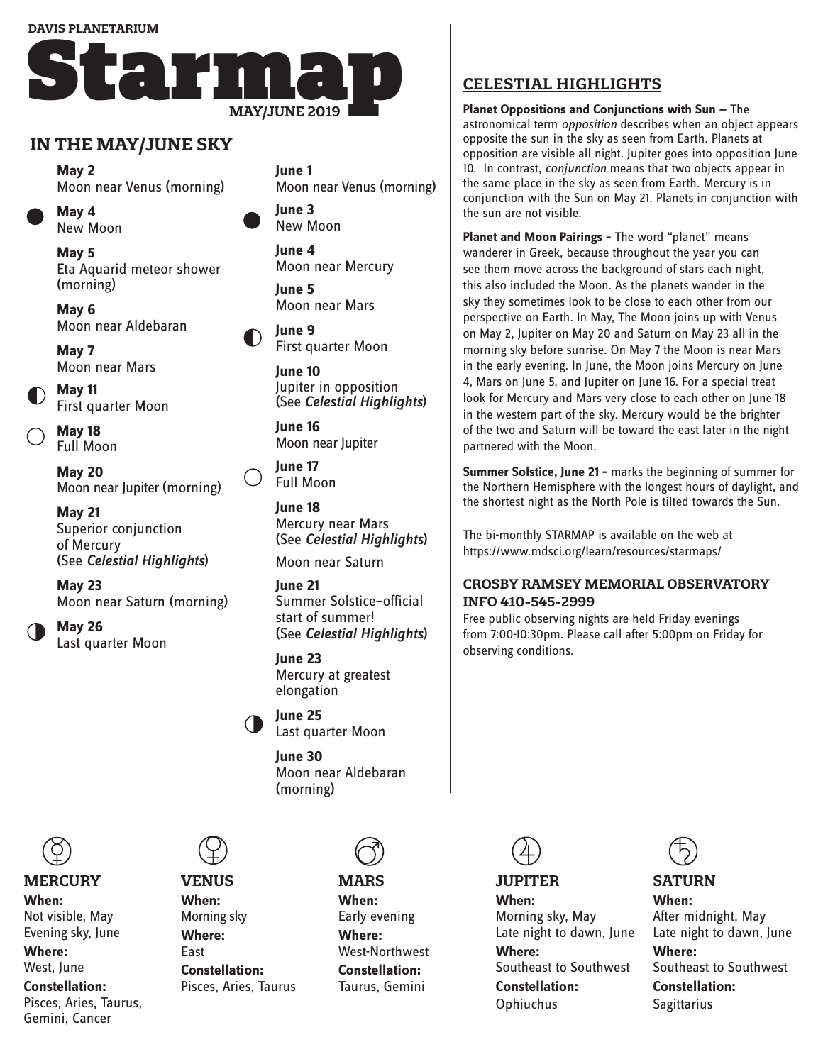DAVIS PLANETARIUM

# Starmap

MAY/JUNE 2019

## IN THE MAY/JUNE SKY

**May 2**
Moon near Venus (morning)

**May 4**
New Moon

**May 5**
Eta Aquarid meteor shower (morning)

**May 6**
Moon near Aldebaran

**May 7**
Moon near Mars

**May 11**
First quarter Moon

**May 18**
Full Moon

**May 20**
Moon near Jupiter (morning)

**May 21**
Superior conjunction of Mercury
(See *Celestial Highlights*)

**May 23**
Moon near Saturn (morning)

**May 26**
Last quarter Moon

**June 1**
Moon near Venus (morning)

**June 3**
New Moon

**June 4**
Moon near Mercury

**June 5**
Moon near Mars

**June 9**
First quarter Moon

**June 10**
Jupiter in opposition
(See *Celestial Highlights*)

**June 16**
Moon near Jupiter

**June 17**
Full Moon

**June 18**
Mercury near Mars
(See *Celestial Highlights*)

Moon near Saturn

**June 21**
Summer Solstice–official start of summer!
(See *Celestial Highlights*)

**June 23**
Mercury at greatest elongation

**June 25**
Last quarter Moon

**June 30**
Moon near Aldebaran (morning)

## CELESTIAL HIGHLIGHTS

**Planet Oppositions and Conjunctions with Sun –** The astronomical term *opposition* describes when an object appears opposite the sun in the sky as seen from Earth. Planets at opposition are visible all night. Jupiter goes into opposition June 10. In contrast, *conjunction* means that two objects appear in the same place in the sky as seen from Earth. Mercury is in conjunction with the Sun on May 21. Planets in conjunction with the sun are not visible.

**Planet and Moon Pairings -** The word "planet" means wanderer in Greek, because throughout the year you can see them move across the background of stars each night, this also included the Moon. As the planets wander in the sky they sometimes look to be close to each other from our perspective on Earth. In May, The Moon joins up with Venus on May 2, Jupiter on May 20 and Saturn on May 23 all in the morning sky before sunrise. On May 7 the Moon is near Mars in the early evening. In June, the Moon joins Mercury on June 4, Mars on June 5, and Jupiter on June 16. For a special treat look for Mercury and Mars very close to each other on June 18 in the western part of the sky. Mercury would be the brighter of the two and Saturn will be toward the east later in the night partnered with the Moon.

**Summer Solstice, June 21 -** marks the beginning of summer for the Northern Hemisphere with the longest hours of daylight, and the shortest night as the North Pole is tilted towards the Sun.

The bi-monthly STARMAP is available on the web at https://www.mdsci.org/learn/resources/starmaps/

### CROSBY RAMSEY MEMORIAL OBSERVATORY INFO 410-545-2999

Free public observing nights are held Friday evenings from 7:00-10:30pm. Please call after 5:00pm on Friday for observing conditions.

### MERCURY

**When:**
Not visible, May
Evening sky, June

**Where:**
West, June

**Constellation:**
Pisces, Aries, Taurus, Gemini, Cancer

### VENUS

**When:**
Morning sky

**Where:**
East

**Constellation:**
Pisces, Aries, Taurus

### MARS

**When:**
Early evening

**Where:**
West-Northwest

**Constellation:**
Taurus, Gemini

### JUPITER

**When:**
Morning sky, May
Late night to dawn, June

**Where:**
Southeast to Southwest

**Constellation:**
Ophiuchus

### SATURN

**When:**
After midnight, May
Late night to dawn, June

**Where:**
Southeast to Southwest

**Constellation:**
Sagittarius